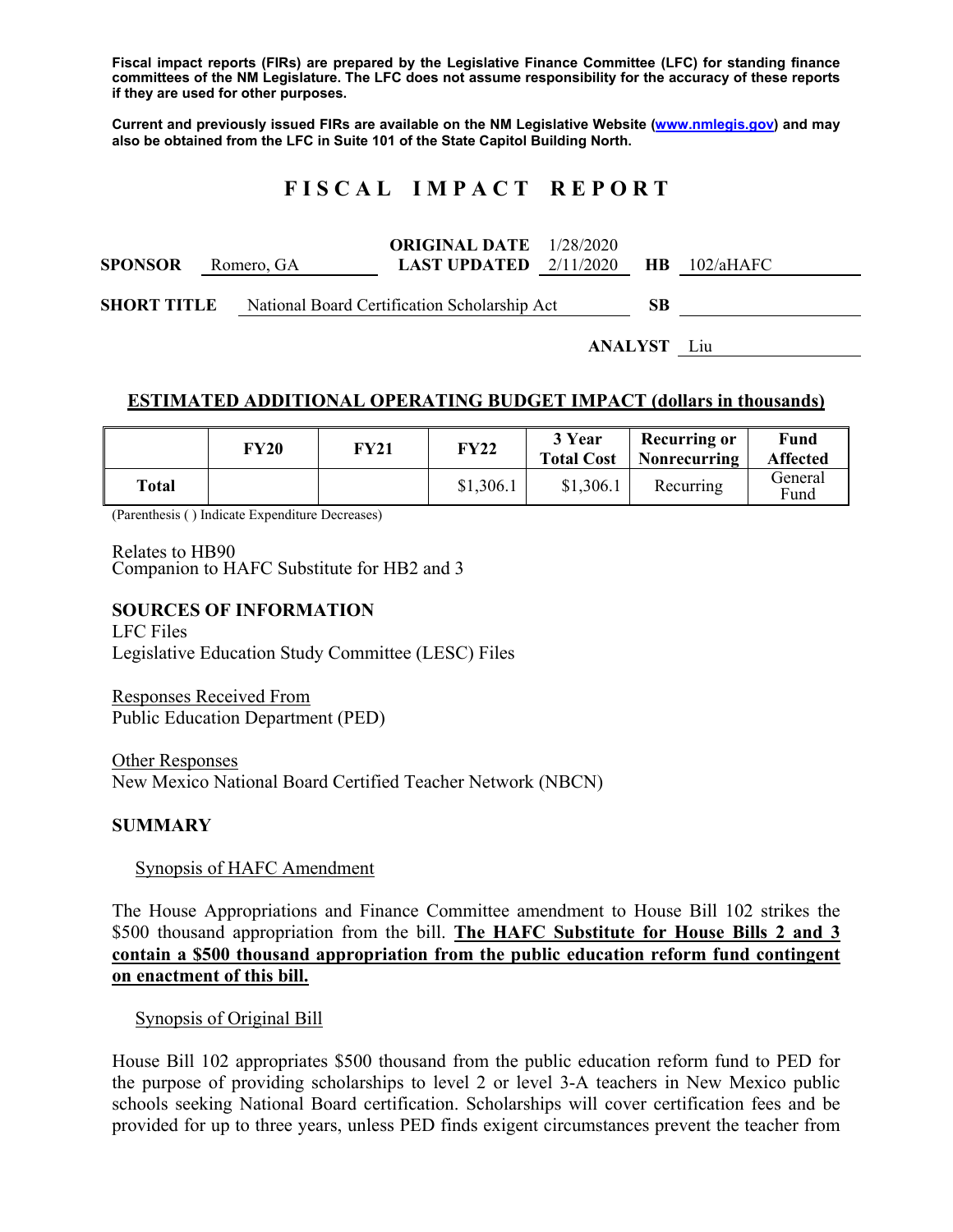**Fiscal impact reports (FIRs) are prepared by the Legislative Finance Committee (LFC) for standing finance committees of the NM Legislature. The LFC does not assume responsibility for the accuracy of these reports if they are used for other purposes.**

**Current and previously issued FIRs are available on the NM Legislative Website (www.nmlegis.gov) and may also be obtained from the LFC in Suite 101 of the State Capitol Building North.**

# FISCAL IMPACT REPORT

**SPONSOR** Romero, GA **ORIGINAL DATE** 1/28/2020 **LAST UPDATED** 2/11/2020 **HB** 102/aHAFC

**SHORT TITLE** National Board Certification Scholarship Act **SB**

**ANALYST** Liu

## ESTIMATED ADDITIONAL OPERATING BUDGET IMPACT (dollars in thousands)

| | FY20 | FY21 | FY22 | 3 Year Total Cost | Recurring or Nonrecurring | Fund Affected |
|---|---|---|---|---|---|---|
| **Total** | | | $1,306.1 | $1,306.1 | Recurring | General Fund |

(Parenthesis ( ) Indicate Expenditure Decreases)

Relates to HB90
Companion to HAFC Substitute for HB2 and 3

### SOURCES OF INFORMATION

LFC Files
Legislative Education Study Committee (LESC) Files

Responses Received From
Public Education Department (PED)

Other Responses
New Mexico National Board Certified Teacher Network (NBCN)

### SUMMARY

Synopsis of HAFC Amendment

The House Appropriations and Finance Committee amendment to House Bill 102 strikes the $500 thousand appropriation from the bill. **The HAFC Substitute for House Bills 2 and 3 contain a $500 thousand appropriation from the public education reform fund contingent on enactment of this bill.**

Synopsis of Original Bill

House Bill 102 appropriates $500 thousand from the public education reform fund to PED for the purpose of providing scholarships to level 2 or level 3-A teachers in New Mexico public schools seeking National Board certification. Scholarships will cover certification fees and be provided for up to three years, unless PED finds exigent circumstances prevent the teacher from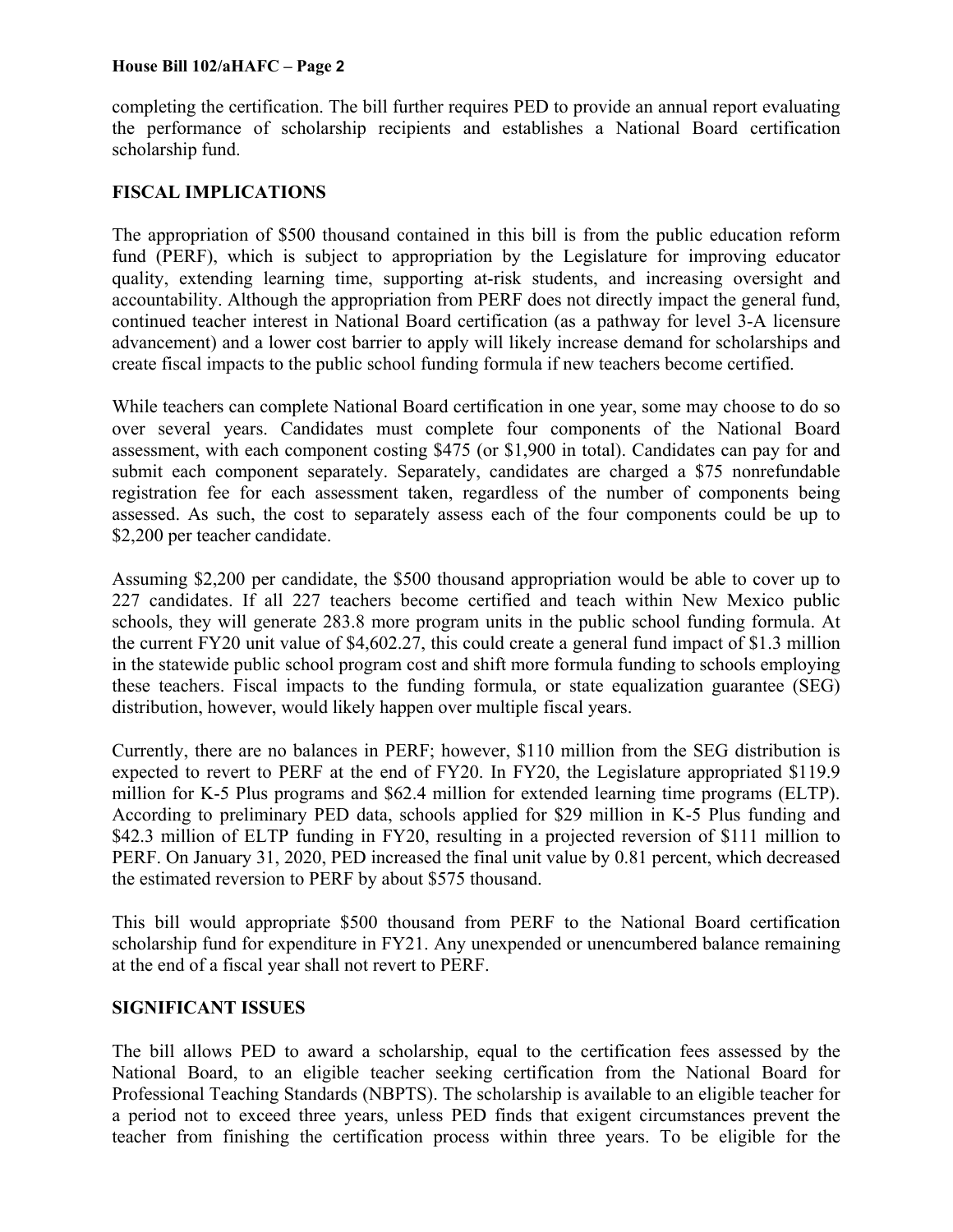completing the certification. The bill further requires PED to provide an annual report evaluating the performance of scholarship recipients and establishes a National Board certification scholarship fund.

**FISCAL IMPLICATIONS**

The appropriation of $500 thousand contained in this bill is from the public education reform fund (PERF), which is subject to appropriation by the Legislature for improving educator quality, extending learning time, supporting at-risk students, and increasing oversight and accountability. Although the appropriation from PERF does not directly impact the general fund, continued teacher interest in National Board certification (as a pathway for level 3-A licensure advancement) and a lower cost barrier to apply will likely increase demand for scholarships and create fiscal impacts to the public school funding formula if new teachers become certified.

While teachers can complete National Board certification in one year, some may choose to do so over several years. Candidates must complete four components of the National Board assessment, with each component costing $475 (or $1,900 in total). Candidates can pay for and submit each component separately. Separately, candidates are charged a $75 nonrefundable registration fee for each assessment taken, regardless of the number of components being assessed. As such, the cost to separately assess each of the four components could be up to $2,200 per teacher candidate.

Assuming $2,200 per candidate, the $500 thousand appropriation would be able to cover up to 227 candidates. If all 227 teachers become certified and teach within New Mexico public schools, they will generate 283.8 more program units in the public school funding formula. At the current FY20 unit value of $4,602.27, this could create a general fund impact of $1.3 million in the statewide public school program cost and shift more formula funding to schools employing these teachers. Fiscal impacts to the funding formula, or state equalization guarantee (SEG) distribution, however, would likely happen over multiple fiscal years.

Currently, there are no balances in PERF; however, $110 million from the SEG distribution is expected to revert to PERF at the end of FY20. In FY20, the Legislature appropriated $119.9 million for K-5 Plus programs and $62.4 million for extended learning time programs (ELTP). According to preliminary PED data, schools applied for $29 million in K-5 Plus funding and $42.3 million of ELTP funding in FY20, resulting in a projected reversion of $111 million to PERF. On January 31, 2020, PED increased the final unit value by 0.81 percent, which decreased the estimated reversion to PERF by about $575 thousand.

This bill would appropriate $500 thousand from PERF to the National Board certification scholarship fund for expenditure in FY21. Any unexpended or unencumbered balance remaining at the end of a fiscal year shall not revert to PERF.

**SIGNIFICANT ISSUES**

The bill allows PED to award a scholarship, equal to the certification fees assessed by the National Board, to an eligible teacher seeking certification from the National Board for Professional Teaching Standards (NBPTS). The scholarship is available to an eligible teacher for a period not to exceed three years, unless PED finds that exigent circumstances prevent the teacher from finishing the certification process within three years. To be eligible for the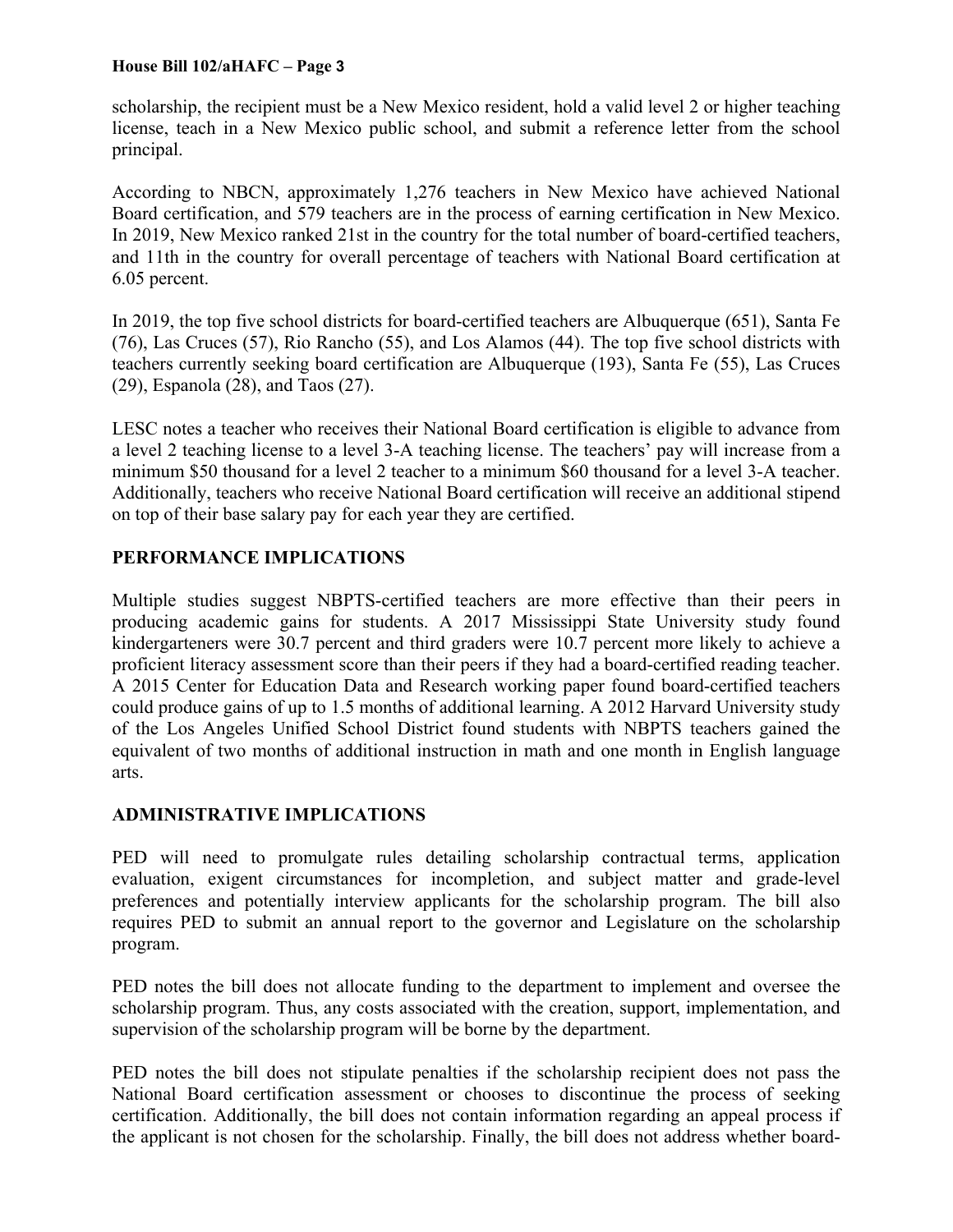scholarship, the recipient must be a New Mexico resident, hold a valid level 2 or higher teaching license, teach in a New Mexico public school, and submit a reference letter from the school principal.

According to NBCN, approximately 1,276 teachers in New Mexico have achieved National Board certification, and 579 teachers are in the process of earning certification in New Mexico. In 2019, New Mexico ranked 21st in the country for the total number of board-certified teachers, and 11th in the country for overall percentage of teachers with National Board certification at 6.05 percent.

In 2019, the top five school districts for board-certified teachers are Albuquerque (651), Santa Fe (76), Las Cruces (57), Rio Rancho (55), and Los Alamos (44). The top five school districts with teachers currently seeking board certification are Albuquerque (193), Santa Fe (55), Las Cruces (29), Espanola (28), and Taos (27).

LESC notes a teacher who receives their National Board certification is eligible to advance from a level 2 teaching license to a level 3-A teaching license. The teachers' pay will increase from a minimum $50 thousand for a level 2 teacher to a minimum $60 thousand for a level 3-A teacher. Additionally, teachers who receive National Board certification will receive an additional stipend on top of their base salary pay for each year they are certified.

## PERFORMANCE IMPLICATIONS

Multiple studies suggest NBPTS-certified teachers are more effective than their peers in producing academic gains for students. A 2017 Mississippi State University study found kindergarteners were 30.7 percent and third graders were 10.7 percent more likely to achieve a proficient literacy assessment score than their peers if they had a board-certified reading teacher. A 2015 Center for Education Data and Research working paper found board-certified teachers could produce gains of up to 1.5 months of additional learning. A 2012 Harvard University study of the Los Angeles Unified School District found students with NBPTS teachers gained the equivalent of two months of additional instruction in math and one month in English language arts.

## ADMINISTRATIVE IMPLICATIONS

PED will need to promulgate rules detailing scholarship contractual terms, application evaluation, exigent circumstances for incompletion, and subject matter and grade-level preferences and potentially interview applicants for the scholarship program. The bill also requires PED to submit an annual report to the governor and Legislature on the scholarship program.

PED notes the bill does not allocate funding to the department to implement and oversee the scholarship program. Thus, any costs associated with the creation, support, implementation, and supervision of the scholarship program will be borne by the department.

PED notes the bill does not stipulate penalties if the scholarship recipient does not pass the National Board certification assessment or chooses to discontinue the process of seeking certification. Additionally, the bill does not contain information regarding an appeal process if the applicant is not chosen for the scholarship. Finally, the bill does not address whether board-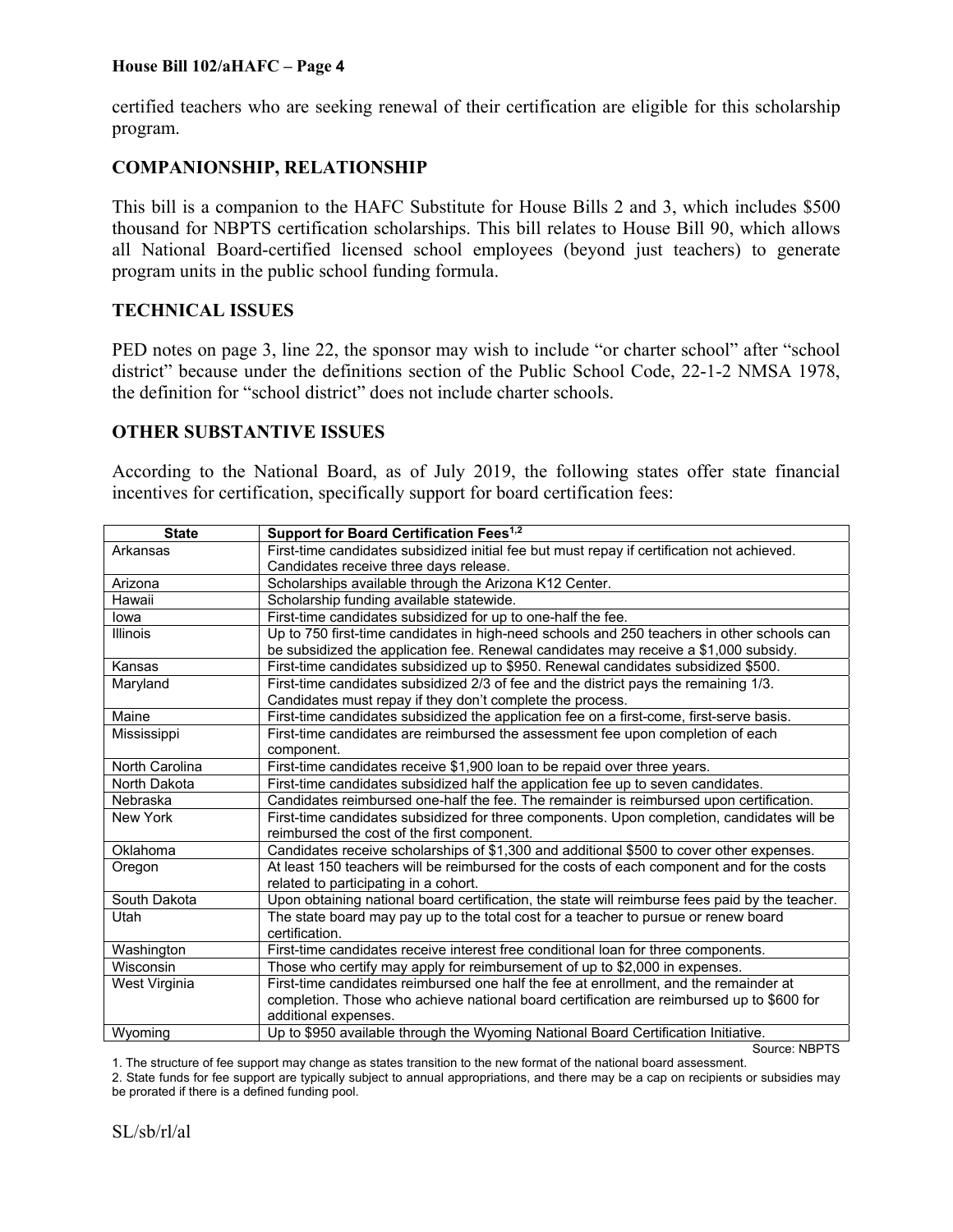certified teachers who are seeking renewal of their certification are eligible for this scholarship program.

## COMPANIONSHIP, RELATIONSHIP

This bill is a companion to the HAFC Substitute for House Bills 2 and 3, which includes $500 thousand for NBPTS certification scholarships. This bill relates to House Bill 90, which allows all National Board-certified licensed school employees (beyond just teachers) to generate program units in the public school funding formula.

## TECHNICAL ISSUES

PED notes on page 3, line 22, the sponsor may wish to include "or charter school" after "school district" because under the definitions section of the Public School Code, 22-1-2 NMSA 1978, the definition for "school district" does not include charter schools.

## OTHER SUBSTANTIVE ISSUES

According to the National Board, as of July 2019, the following states offer state financial incentives for certification, specifically support for board certification fees:

| State | Support for Board Certification Fees[1,2] |
|---|---|
| Arkansas | First-time candidates subsidized initial fee but must repay if certification not achieved. Candidates receive three days release. |
| Arizona | Scholarships available through the Arizona K12 Center. |
| Hawaii | Scholarship funding available statewide. |
| Iowa | First-time candidates subsidized for up to one-half the fee. |
| Illinois | Up to 750 first-time candidates in high-need schools and 250 teachers in other schools can be subsidized the application fee. Renewal candidates may receive a $1,000 subsidy. |
| Kansas | First-time candidates subsidized up to $950. Renewal candidates subsidized $500. |
| Maryland | First-time candidates subsidized 2/3 of fee and the district pays the remaining 1/3. Candidates must repay if they don't complete the process. |
| Maine | First-time candidates subsidized the application fee on a first-come, first-serve basis. |
| Mississippi | First-time candidates are reimbursed the assessment fee upon completion of each component. |
| North Carolina | First-time candidates receive $1,900 loan to be repaid over three years. |
| North Dakota | First-time candidates subsidized half the application fee up to seven candidates. |
| Nebraska | Candidates reimbursed one-half the fee. The remainder is reimbursed upon certification. |
| New York | First-time candidates subsidized for three components. Upon completion, candidates will be reimbursed the cost of the first component. |
| Oklahoma | Candidates receive scholarships of $1,300 and additional $500 to cover other expenses. |
| Oregon | At least 150 teachers will be reimbursed for the costs of each component and for the costs related to participating in a cohort. |
| South Dakota | Upon obtaining national board certification, the state will reimburse fees paid by the teacher. |
| Utah | The state board may pay up to the total cost for a teacher to pursue or renew board certification. |
| Washington | First-time candidates receive interest free conditional loan for three components. |
| Wisconsin | Those who certify may apply for reimbursement of up to $2,000 in expenses. |
| West Virginia | First-time candidates reimbursed one half the fee at enrollment, and the remainder at completion. Those who achieve national board certification are reimbursed up to $600 for additional expenses. |
| Wyoming | Up to $950 available through the Wyoming National Board Certification Initiative. |

Source: NBPTS

1. The structure of fee support may change as states transition to the new format of the national board assessment.
2. State funds for fee support are typically subject to annual appropriations, and there may be a cap on recipients or subsidies may be prorated if there is a defined funding pool.

SL/sb/rl/al